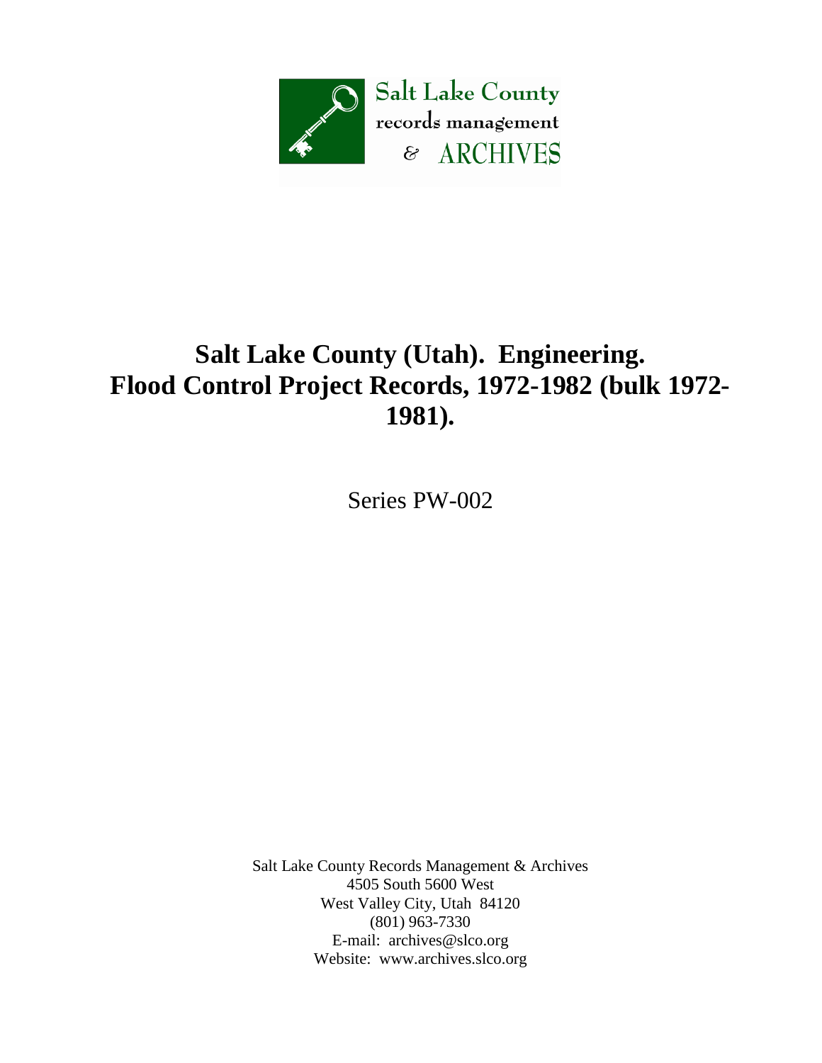Salt Lake County
records management
& ARCHIVES

# Salt Lake County (Utah). Engineering. Flood Control Project Records, 1972-1982 (bulk 1972-1981).

Series PW-002

Salt Lake County Records Management & Archives
4505 South 5600 West
West Valley City, Utah 84120
(801) 963-7330
E-mail: archives@slco.org
Website: www.archives.slco.org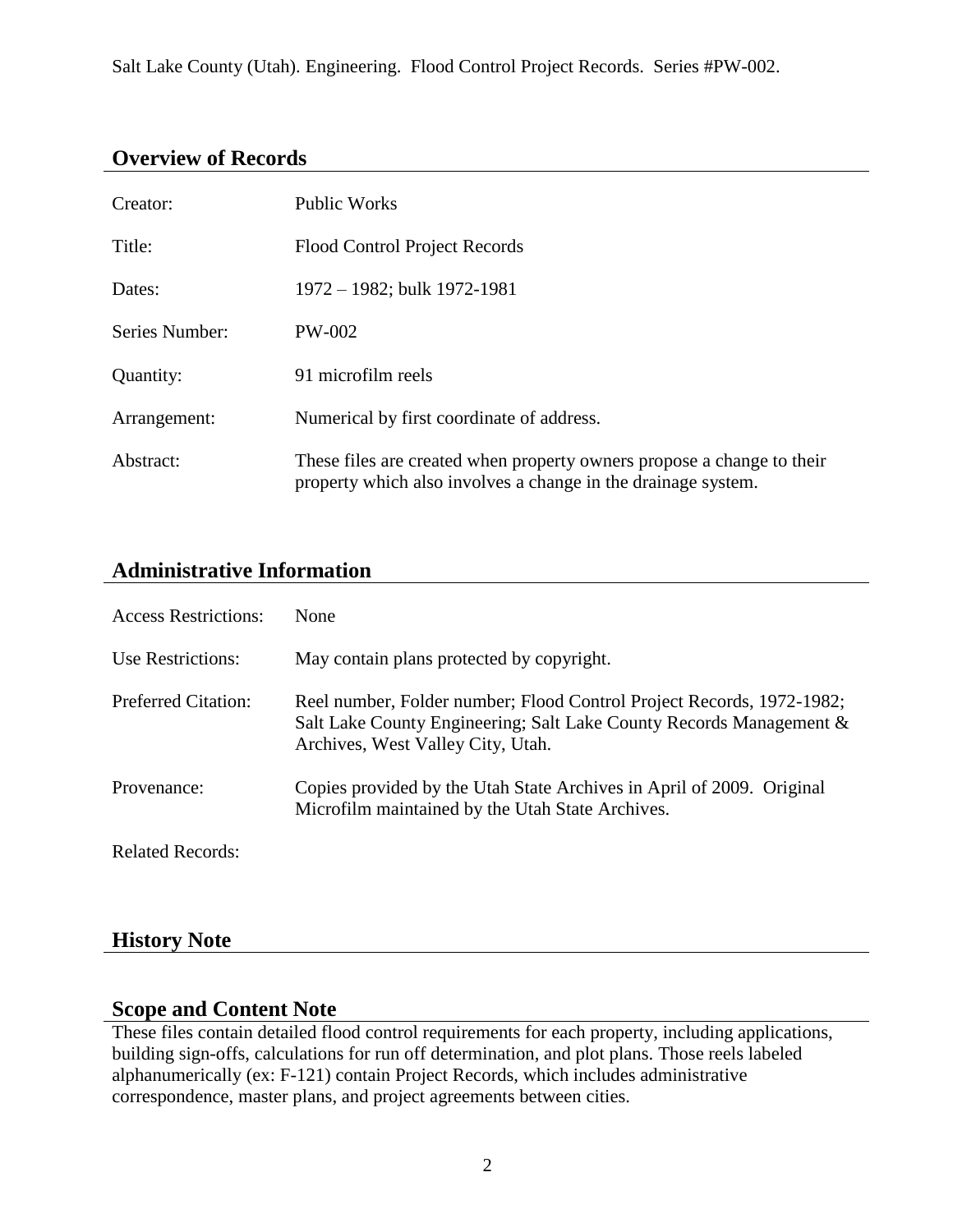Salt Lake County (Utah). Engineering. Flood Control Project Records. Series #PW-002.

## Overview of Records

| | |
|---|---|
| Creator: | Public Works |
| Title: | Flood Control Project Records |
| Dates: | 1972 – 1982; bulk 1972-1981 |
| Series Number: | PW-002 |
| Quantity: | 91 microfilm reels |
| Arrangement: | Numerical by first coordinate of address. |
| Abstract: | These files are created when property owners propose a change to their property which also involves a change in the drainage system. |

## Administrative Information

| | |
|---|---|
| Access Restrictions: | None |
| Use Restrictions: | May contain plans protected by copyright. |
| Preferred Citation: | Reel number, Folder number; Flood Control Project Records, 1972-1982; Salt Lake County Engineering; Salt Lake County Records Management & Archives, West Valley City, Utah. |
| Provenance: | Copies provided by the Utah State Archives in April of 2009. Original Microfilm maintained by the Utah State Archives. |
| Related Records: | |

## History Note

## Scope and Content Note

These files contain detailed flood control requirements for each property, including applications, building sign-offs, calculations for run off determination, and plot plans. Those reels labeled alphanumerically (ex: F-121) contain Project Records, which includes administrative correspondence, master plans, and project agreements between cities.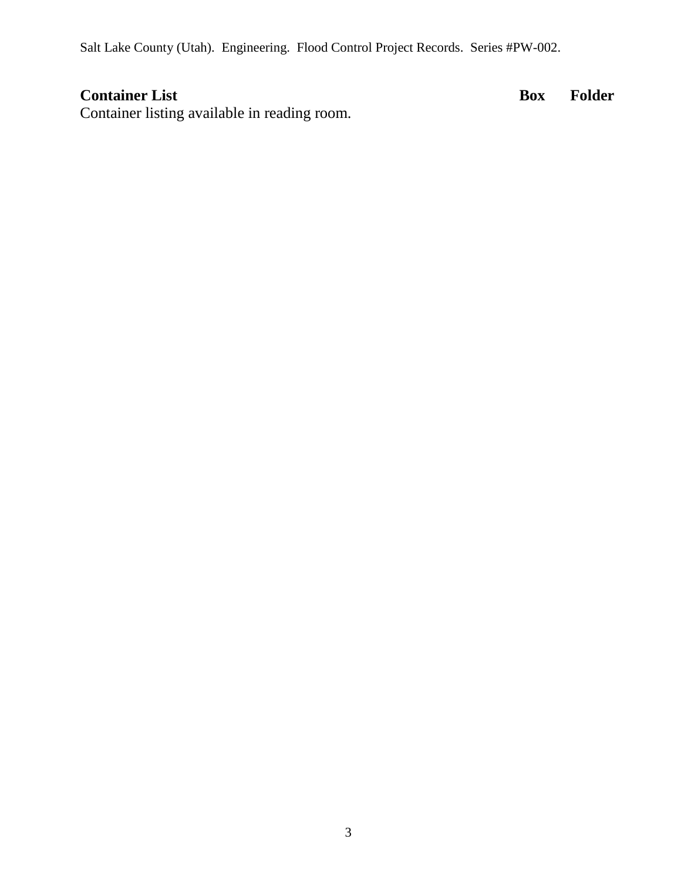**Container List** **Box** **Folder**

Container listing available in reading room.